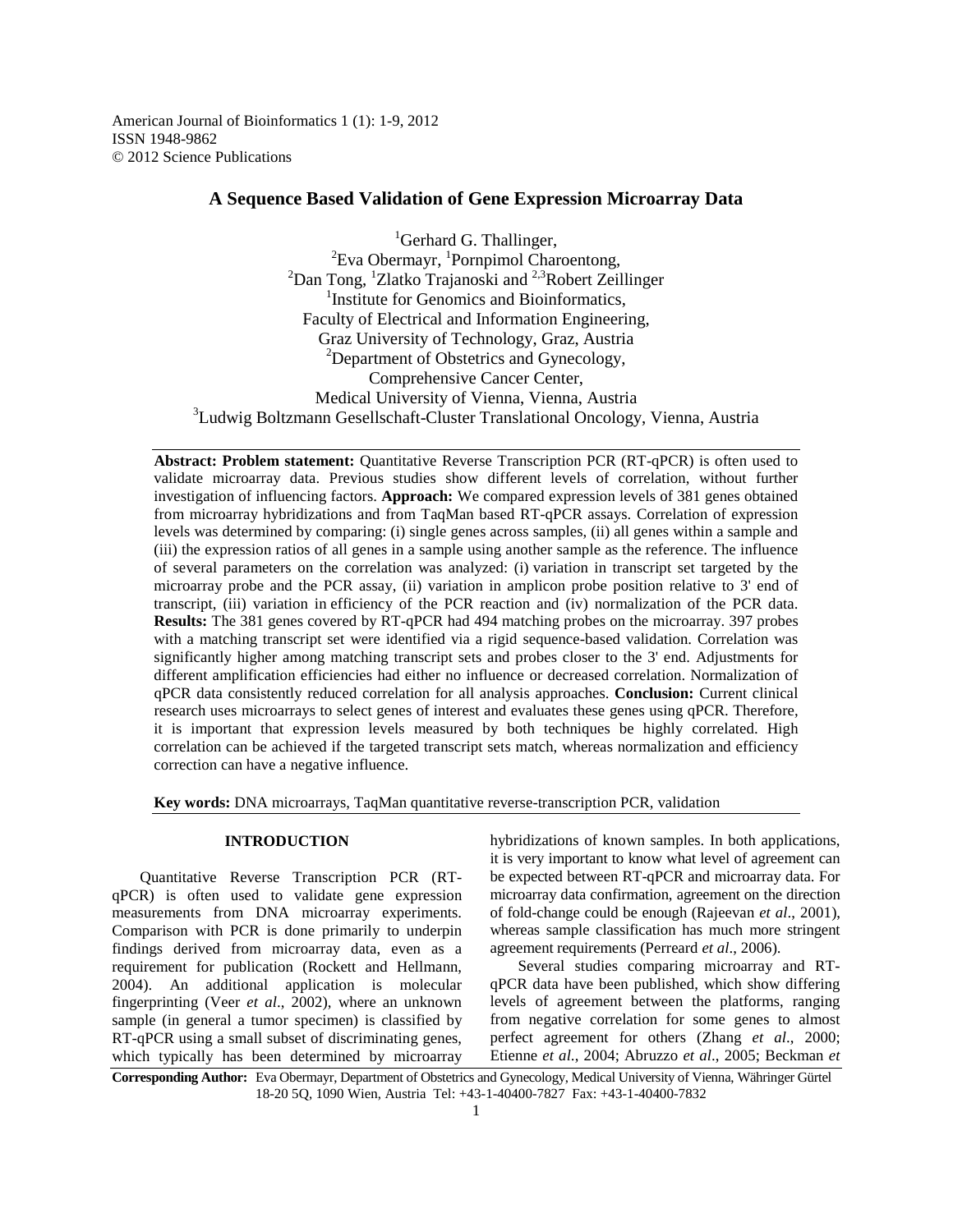American Journal of Bioinformatics 1 (1): 1-9, 2012
ISSN 1948-9862
© 2012 Science Publications

# A Sequence Based Validation of Gene Expression Microarray Data

[1]Gerhard G. Thallinger,
[2]Eva Obermayr, [1]Pornpimol Charoentong,
[2]Dan Tong, [1]Zlatko Trajanoski and [2,3]Robert Zeillinger
[1]Institute for Genomics and Bioinformatics,
Faculty of Electrical and Information Engineering,
Graz University of Technology, Graz, Austria
[2]Department of Obstetrics and Gynecology,
Comprehensive Cancer Center,
Medical University of Vienna, Vienna, Austria
[3]Ludwig Boltzmann Gesellschaft-Cluster Translational Oncology, Vienna, Austria

**Abstract: Problem statement:** Quantitative Reverse Transcription PCR (RT-qPCR) is often used to validate microarray data. Previous studies show different levels of correlation, without further investigation of influencing factors. **Approach:** We compared expression levels of 381 genes obtained from microarray hybridizations and from TaqMan based RT-qPCR assays. Correlation of expression levels was determined by comparing: (i) single genes across samples, (ii) all genes within a sample and (iii) the expression ratios of all genes in a sample using another sample as the reference. The influence of several parameters on the correlation was analyzed: (i) variation in transcript set targeted by the microarray probe and the PCR assay, (ii) variation in amplicon probe position relative to 3' end of transcript, (iii) variation in efficiency of the PCR reaction and (iv) normalization of the PCR data. **Results:** The 381 genes covered by RT-qPCR had 494 matching probes on the microarray. 397 probes with a matching transcript set were identified via a rigid sequence-based validation. Correlation was significantly higher among matching transcript sets and probes closer to the 3' end. Adjustments for different amplification efficiencies had either no influence or decreased correlation. Normalization of qPCR data consistently reduced correlation for all analysis approaches. **Conclusion:** Current clinical research uses microarrays to select genes of interest and evaluates these genes using qPCR. Therefore, it is important that expression levels measured by both techniques be highly correlated. High correlation can be achieved if the targeted transcript sets match, whereas normalization and efficiency correction can have a negative influence.

**Key words:** DNA microarrays, TaqMan quantitative reverse-transcription PCR, validation

## INTRODUCTION

Quantitative Reverse Transcription PCR (RT-qPCR) is often used to validate gene expression measurements from DNA microarray experiments. Comparison with PCR is done primarily to underpin findings derived from microarray data, even as a requirement for publication (Rockett and Hellmann, 2004). An additional application is molecular fingerprinting (Veer *et al*., 2002), where an unknown sample (in general a tumor specimen) is classified by RT-qPCR using a small subset of discriminating genes, which typically has been determined by microarray hybridizations of known samples. In both applications, it is very important to know what level of agreement can be expected between RT-qPCR and microarray data. For microarray data confirmation, agreement on the direction of fold-change could be enough (Rajeevan *et al*., 2001), whereas sample classification has much more stringent agreement requirements (Perreard *et al*., 2006).

Several studies comparing microarray and RT-qPCR data have been published, which show differing levels of agreement between the platforms, ranging from negative correlation for some genes to almost perfect agreement for others (Zhang *et al*., 2000; Etienne *et al*., 2004; Abruzzo *et al*., 2005; Beckman *et*

**Corresponding Author:** Eva Obermayr, Department of Obstetrics and Gynecology, Medical University of Vienna, Währinger Gürtel 18-20 5Q, 1090 Wien, Austria Tel: +43-1-40400-7827 Fax: +43-1-40400-7832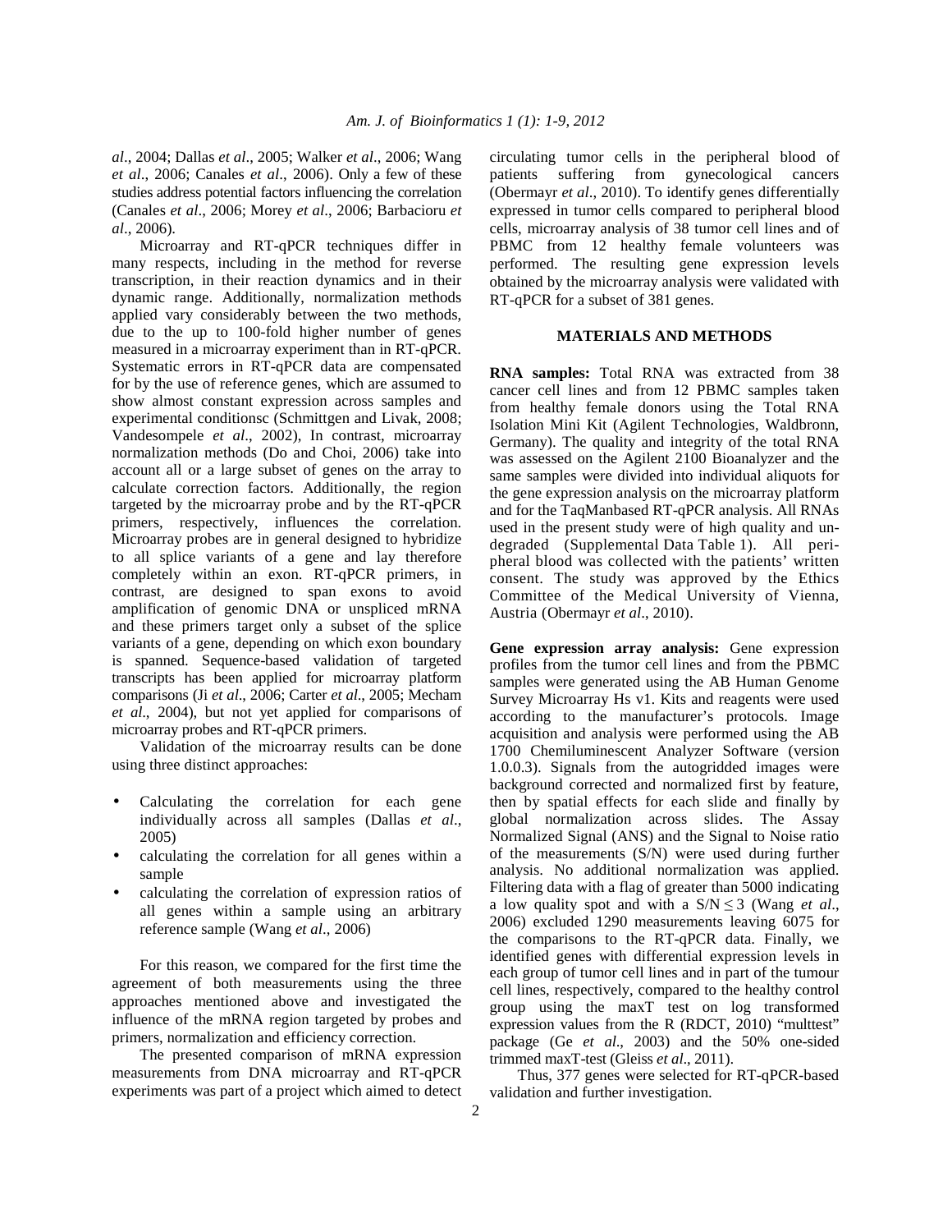*al*., 2004; Dallas *et al*., 2005; Walker *et al*., 2006; Wang *et al*., 2006; Canales *et al*., 2006). Only a few of these studies address potential factors influencing the correlation (Canales *et al*., 2006; Morey *et al*., 2006; Barbacioru *et al*., 2006).

Microarray and RT-qPCR techniques differ in many respects, including in the method for reverse transcription, in their reaction dynamics and in their dynamic range. Additionally, normalization methods applied vary considerably between the two methods, due to the up to 100-fold higher number of genes measured in a microarray experiment than in RT-qPCR. Systematic errors in RT-qPCR data are compensated for by the use of reference genes, which are assumed to show almost constant expression across samples and experimental conditionsc (Schmittgen and Livak, 2008; Vandesompele *et al*., 2002), In contrast, microarray normalization methods (Do and Choi, 2006) take into account all or a large subset of genes on the array to calculate correction factors. Additionally, the region targeted by the microarray probe and by the RT-qPCR primers, respectively, influences the correlation. Microarray probes are in general designed to hybridize to all splice variants of a gene and lay therefore completely within an exon. RT-qPCR primers, in contrast, are designed to span exons to avoid amplification of genomic DNA or unspliced mRNA and these primers target only a subset of the splice variants of a gene, depending on which exon boundary is spanned. Sequence-based validation of targeted transcripts has been applied for microarray platform comparisons (Ji *et al*., 2006; Carter *et al*., 2005; Mecham *et al*., 2004), but not yet applied for comparisons of microarray probes and RT-qPCR primers.

Validation of the microarray results can be done using three distinct approaches:

- Calculating the correlation for each gene individually across all samples (Dallas *et al*., 2005)
- calculating the correlation for all genes within a sample
- calculating the correlation of expression ratios of all genes within a sample using an arbitrary reference sample (Wang *et al*., 2006)

For this reason, we compared for the first time the agreement of both measurements using the three approaches mentioned above and investigated the influence of the mRNA region targeted by probes and primers, normalization and efficiency correction.

The presented comparison of mRNA expression measurements from DNA microarray and RT-qPCR experiments was part of a project which aimed to detect circulating tumor cells in the peripheral blood of patients suffering from gynecological cancers (Obermayr *et al*., 2010). To identify genes differentially expressed in tumor cells compared to peripheral blood cells, microarray analysis of 38 tumor cell lines and of PBMC from 12 healthy female volunteers was performed. The resulting gene expression levels obtained by the microarray analysis were validated with RT-qPCR for a subset of 381 genes.

## MATERIALS AND METHODS

**RNA samples:** Total RNA was extracted from 38 cancer cell lines and from 12 PBMC samples taken from healthy female donors using the Total RNA Isolation Mini Kit (Agilent Technologies, Waldbronn, Germany). The quality and integrity of the total RNA was assessed on the Agilent 2100 Bioanalyzer and the same samples were divided into individual aliquots for the gene expression analysis on the microarray platform and for the TaqManbased RT-qPCR analysis. All RNAs used in the present study were of high quality and undegraded (Supplemental Data Table 1). All peripheral blood was collected with the patients' written consent. The study was approved by the Ethics Committee of the Medical University of Vienna, Austria (Obermayr *et al*., 2010).

**Gene expression array analysis:** Gene expression profiles from the tumor cell lines and from the PBMC samples were generated using the AB Human Genome Survey Microarray Hs v1. Kits and reagents were used according to the manufacturer's protocols. Image acquisition and analysis were performed using the AB 1700 Chemiluminescent Analyzer Software (version 1.0.0.3). Signals from the autogridded images were background corrected and normalized first by feature, then by spatial effects for each slide and finally by global normalization across slides. The Assay Normalized Signal (ANS) and the Signal to Noise ratio of the measurements (S/N) were used during further analysis. No additional normalization was applied. Filtering data with a flag of greater than 5000 indicating a low quality spot and with a $S/N \leq 3$ (Wang *et al*., 2006) excluded 1290 measurements leaving 6075 for the comparisons to the RT-qPCR data. Finally, we identified genes with differential expression levels in each group of tumor cell lines and in part of the tumour cell lines, respectively, compared to the healthy control group using the maxT test on log transformed expression values from the R (RDCT, 2010) "multtest" package (Ge *et al*., 2003) and the 50% one-sided trimmed maxT-test (Gleiss *et al*., 2011).

Thus, 377 genes were selected for RT-qPCR-based validation and further investigation.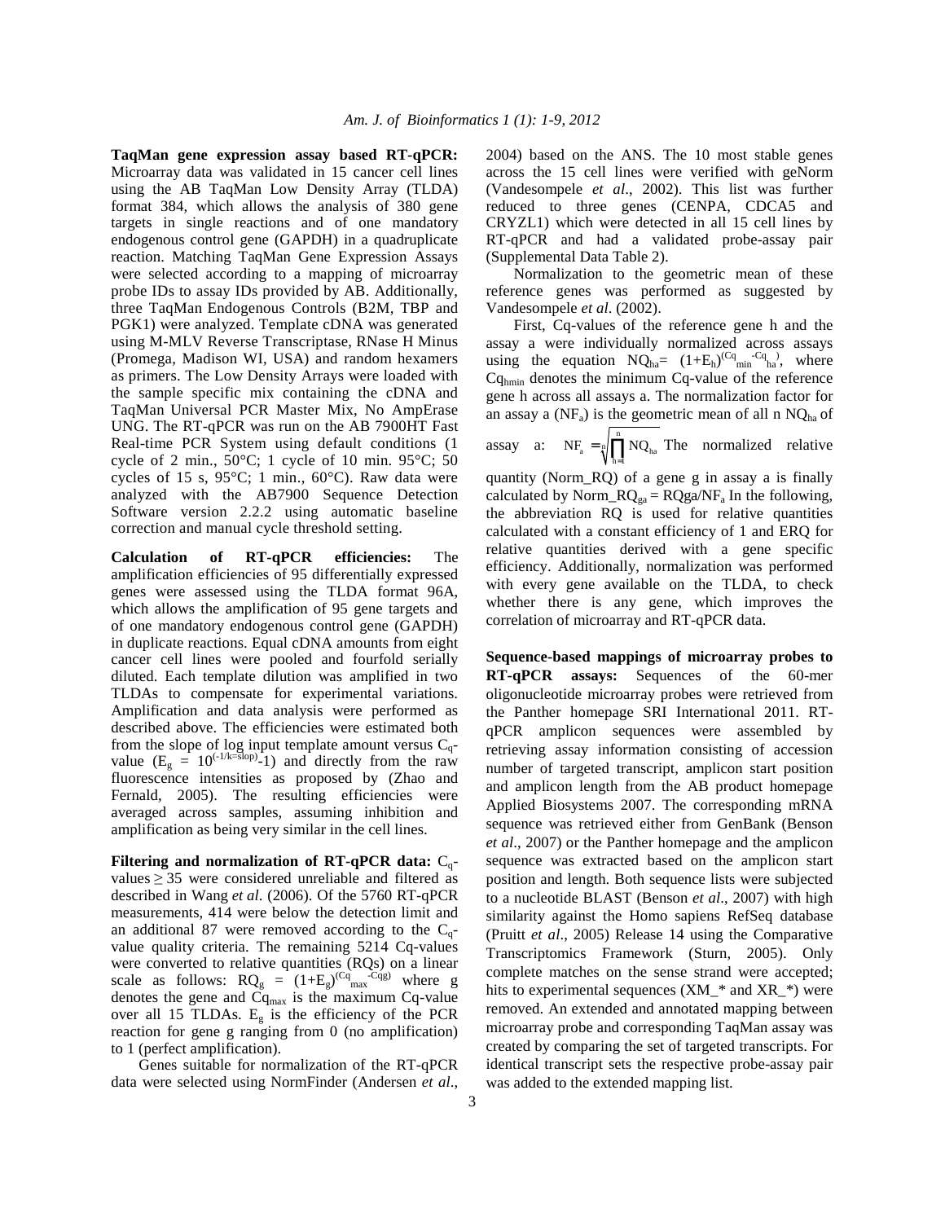**TaqMan gene expression assay based RT-qPCR:** Microarray data was validated in 15 cancer cell lines using the AB TaqMan Low Density Array (TLDA) format 384, which allows the analysis of 380 gene targets in single reactions and of one mandatory endogenous control gene (GAPDH) in a quadruplicate reaction. Matching TaqMan Gene Expression Assays were selected according to a mapping of microarray probe IDs to assay IDs provided by AB. Additionally, three TaqMan Endogenous Controls (B2M, TBP and PGK1) were analyzed. Template cDNA was generated using M-MLV Reverse Transcriptase, RNase H Minus (Promega, Madison WI, USA) and random hexamers as primers. The Low Density Arrays were loaded with the sample specific mix containing the cDNA and TaqMan Universal PCR Master Mix, No AmpErase UNG. The RT-qPCR was run on the AB 7900HT Fast Real-time PCR System using default conditions (1 cycle of 2 min., 50°C; 1 cycle of 10 min. 95°C; 50 cycles of 15 s, 95°C; 1 min., 60°C). Raw data were analyzed with the AB7900 Sequence Detection Software version 2.2.2 using automatic baseline correction and manual cycle threshold setting.

**Calculation of RT-qPCR efficiencies:** The amplification efficiencies of 95 differentially expressed genes were assessed using the TLDA format 96A, which allows the amplification of 95 gene targets and of one mandatory endogenous control gene (GAPDH) in duplicate reactions. Equal cDNA amounts from eight cancer cell lines were pooled and fourfold serially diluted. Each template dilution was amplified in two TLDAs to compensate for experimental variations. Amplification and data analysis were performed as described above. The efficiencies were estimated both from the slope of log input template amount versus $C_q$-value ($E_g = 10^{(-1/k=slop)}-1$) and directly from the raw fluorescence intensities as proposed by (Zhao and Fernald, 2005). The resulting efficiencies were averaged across samples, assuming inhibition and amplification as being very similar in the cell lines.

**Filtering and normalization of RT-qPCR data:** $C_q$-values $\geq 35$ were considered unreliable and filtered as described in Wang *et al*. (2006). Of the 5760 RT-qPCR measurements, 414 were below the detection limit and an additional 87 were removed according to the $C_q$-value quality criteria. The remaining 5214 Cq-values were converted to relative quantities (RQs) on a linear scale as follows: $RQ_g = (1+E_g)^{(Cq_{max}-Cqg)}$ where g denotes the gene and $Cq_{max}$ is the maximum Cq-value over all 15 TLDAs. $E_g$ is the efficiency of the PCR reaction for gene g ranging from 0 (no amplification) to 1 (perfect amplification).

Genes suitable for normalization of the RT-qPCR data were selected using NormFinder (Andersen *et al*., 2004) based on the ANS. The 10 most stable genes across the 15 cell lines were verified with geNorm (Vandesompele *et al*., 2002). This list was further reduced to three genes (CENPA, CDCA5 and CRYZL1) which were detected in all 15 cell lines by RT-qPCR and had a validated probe-assay pair (Supplemental Data Table 2).

Normalization to the geometric mean of these reference genes was performed as suggested by Vandesompele *et al*. (2002).

First, Cq-values of the reference gene h and the assay a were individually normalized across assays using the equation $NQ_{ha} = (1+E_h)^{(Cq_{min}-Cq_{ha})}$, where $Cq_{hmin}$ denotes the minimum Cq-value of the reference gene h across all assays a. The normalization factor for an assay a ($NF_a$) is the geometric mean of all n $NQ_{ha}$ of assay a: $NF_a = \sqrt[n]{\prod_{h=1}^{n} NQ_{ha}}$ The normalized relative quantity (Norm_RQ) of a gene g in assay a is finally calculated by $Norm\_RQ_{ga} = RQga/NF_a$ In the following, the abbreviation RQ is used for relative quantities calculated with a constant efficiency of 1 and ERQ for relative quantities derived with a gene specific efficiency. Additionally, normalization was performed with every gene available on the TLDA, to check whether there is any gene, which improves the correlation of microarray and RT-qPCR data.

**Sequence-based mappings of microarray probes to RT-qPCR assays:** Sequences of the 60-mer oligonucleotide microarray probes were retrieved from the Panther homepage SRI International 2011. RT-qPCR amplicon sequences were assembled by retrieving assay information consisting of accession number of targeted transcript, amplicon start position and amplicon length from the AB product homepage Applied Biosystems 2007. The corresponding mRNA sequence was retrieved either from GenBank (Benson *et al*., 2007) or the Panther homepage and the amplicon sequence was extracted based on the amplicon start position and length. Both sequence lists were subjected to a nucleotide BLAST (Benson *et al*., 2007) with high similarity against the Homo sapiens RefSeq database (Pruitt *et al*., 2005) Release 14 using the Comparative Transcriptomics Framework (Sturn, 2005). Only complete matches on the sense strand were accepted; hits to experimental sequences (XM_* and XR_*) were removed. An extended and annotated mapping between microarray probe and corresponding TaqMan assay was created by comparing the set of targeted transcripts. For identical transcript sets the respective probe-assay pair was added to the extended mapping list.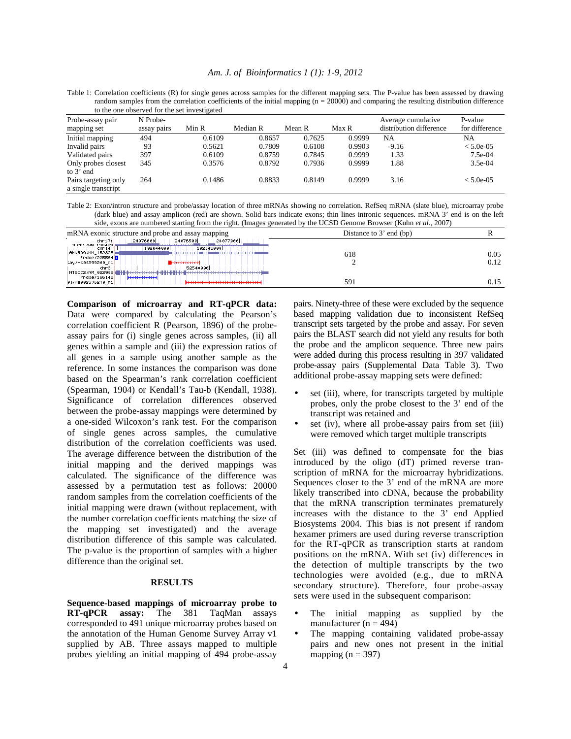Table 1: Correlation coefficients (R) for single genes across samples for the different mapping sets. The P-value has been assessed by drawing random samples from the correlation coefficients of the initial mapping (n = 20000) and comparing the resulting distribution difference to the one observed for the set investigated

| Probe-assay pair mapping set | N Probe-assay pairs | Min R | Median R | Mean R | Max R | Average cumulative distribution difference | P-value for difference |
|---|---|---|---|---|---|---|---|
| Initial mapping | 494 | 0.6109 | 0.8657 | 0.7625 | 0.9999 | NA | NA |
| Invalid pairs | 93 | 0.5621 | 0.7809 | 0.6108 | 0.9903 | -9.16 | < 5.0e-05 |
| Validated pairs | 397 | 0.6109 | 0.8759 | 0.7845 | 0.9999 | 1.33 | 7.5e-04 |
| Only probes closest to 3' end | 345 | 0.3576 | 0.8792 | 0.7936 | 0.9999 | 1.88 | 3.5e-04 |
| Pairs targeting only a single transcript | 264 | 0.1486 | 0.8833 | 0.8149 | 0.9999 | 3.16 | < 5.0e-05 |

Table 2: Exon/intron structure and probe/assay location of three mRNAs showing no correlation. RefSeq mRNA (slate blue), microarray probe (dark blue) and assay amplicon (red) are shown. Solid bars indicate exons; thin lines intronic sequences. mRNA 3' end is on the left side, exons are numbered starting from the right. (Images generated by the UCSC Genome Browser (Kuhn *et al*., 2007)

| mRNA exonic structure and probe and assay mapping | Distance to 3' end (bp) | R |
|---|---|---|
| chr17 / TLCD1/NM_138463 | 618 | 0.05 |
| chr14 / ANKRD9/NM_152326 | 2 | 0.12 |
| chr3 / NT5DC2/NM_022908 | 591 | 0.15 |

**Comparison of microarray and RT-qPCR data:** Data were compared by calculating the Pearson's correlation coefficient R (Pearson, 1896) of the probe-assay pairs for (i) single genes across samples, (ii) all genes within a sample and (iii) the expression ratios of all genes in a sample using another sample as the reference. In some instances the comparison was done based on the Spearman's rank correlation coefficient (Spearman, 1904) or Kendall's Tau-b (Kendall, 1938). Significance of correlation differences observed between the probe-assay mappings were determined by a one-sided Wilcoxon's rank test. For the comparison of single genes across samples, the cumulative distribution of the correlation coefficients was used. The average difference between the distribution of the initial mapping and the derived mappings was calculated. The significance of the difference was assessed by a permutation test as follows: 20000 random samples from the correlation coefficients of the initial mapping were drawn (without replacement, with the number correlation coefficients matching the size of the mapping set investigated) and the average distribution difference of this sample was calculated. The p-value is the proportion of samples with a higher difference than the original set.

## RESULTS

**Sequence-based mappings of microarray probe to RT-qPCR assay:** The 381 TaqMan assays corresponded to 491 unique microarray probes based on the annotation of the Human Genome Survey Array v1 supplied by AB. Three assays mapped to multiple probes yielding an initial mapping of 494 probe-assay pairs. Ninety-three of these were excluded by the sequence based mapping validation due to inconsistent RefSeq transcript sets targeted by the probe and assay. For seven pairs the BLAST search did not yield any results for both the probe and the amplicon sequence. Three new pairs were added during this process resulting in 397 validated probe-assay pairs (Supplemental Data Table 3). Two additional probe-assay mapping sets were defined:

- set (iii), where, for transcripts targeted by multiple probes, only the probe closest to the 3' end of the transcript was retained and
- set (iv), where all probe-assay pairs from set (iii) were removed which target multiple transcripts

Set (iii) was defined to compensate for the bias introduced by the oligo (dT) primed reverse transcription of mRNA for the microarray hybridizations. Sequences closer to the 3' end of the mRNA are more likely transcribed into cDNA, because the probability that the mRNA transcription terminates prematurely increases with the distance to the 3' end Applied Biosystems 2004. This bias is not present if random hexamer primers are used during reverse transcription for the RT-qPCR as transcription starts at random positions on the mRNA. With set (iv) differences in the detection of multiple transcripts by the two technologies were avoided (e.g., due to mRNA secondary structure). Therefore, four probe-assay sets were used in the subsequent comparison:

- The initial mapping as supplied by the manufacturer (n = 494)
- The mapping containing validated probe-assay pairs and new ones not present in the initial mapping (n = 397)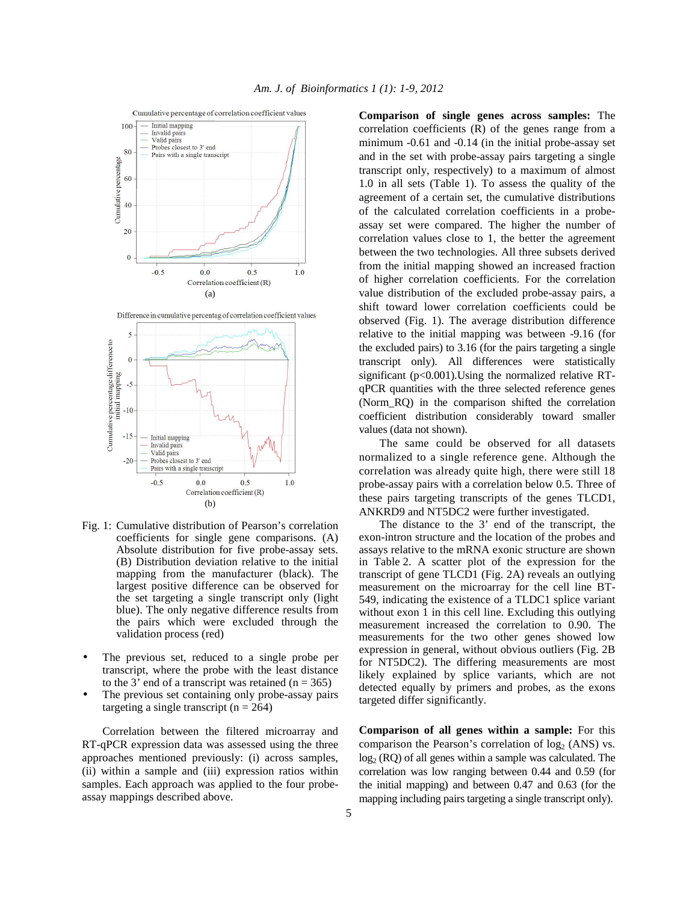Fig. 1: Cumulative distribution of Pearson's correlation coefficients for single gene comparisons. (A) Absolute distribution for five probe-assay sets. (B) Distribution deviation relative to the initial mapping from the manufacturer (black). The largest positive difference can be observed for the set targeting a single transcript only (light blue). The only negative difference results from the pairs which were excluded through the validation process (red)

- The previous set, reduced to a single probe per transcript, where the probe with the least distance to the 3' end of a transcript was retained (n = 365)
- The previous set containing only probe-assay pairs targeting a single transcript (n = 264)

Correlation between the filtered microarray and RT-qPCR expression data was assessed using the three approaches mentioned previously: (i) across samples, (ii) within a sample and (iii) expression ratios within samples. Each approach was applied to the four probe-assay mappings described above.

**Comparison of single genes across samples:** The correlation coefficients (R) of the genes range from a minimum -0.61 and -0.14 (in the initial probe-assay set and in the set with probe-assay pairs targeting a single transcript only, respectively) to a maximum of almost 1.0 in all sets (Table 1). To assess the quality of the agreement of a certain set, the cumulative distributions of the calculated correlation coefficients in a probe-assay set were compared. The higher the number of correlation values close to 1, the better the agreement between the two technologies. All three subsets derived from the initial mapping showed an increased fraction of higher correlation coefficients. For the correlation value distribution of the excluded probe-assay pairs, a shift toward lower correlation coefficients could be observed (Fig. 1). The average distribution difference relative to the initial mapping was between -9.16 (for the excluded pairs) to 3.16 (for the pairs targeting a single transcript only). All differences were statistically significant ($p<0.001$).Using the normalized relative RT-qPCR quantities with the three selected reference genes (Norm_RQ) in the comparison shifted the correlation coefficient distribution considerably toward smaller values (data not shown).

The same could be observed for all datasets normalized to a single reference gene. Although the correlation was already quite high, there were still 18 probe-assay pairs with a correlation below 0.5. Three of these pairs targeting transcripts of the genes TLCD1, ANKRD9 and NT5DC2 were further investigated.

The distance to the 3' end of the transcript, the exon-intron structure and the location of the probes and assays relative to the mRNA exonic structure are shown in Table 2. A scatter plot of the expression for the transcript of gene TLCD1 (Fig. 2A) reveals an outlying measurement on the microarray for the cell line BT-549, indicating the existence of a TLDC1 splice variant without exon 1 in this cell line. Excluding this outlying measurement increased the correlation to 0.90. The measurements for the two other genes showed low expression in general, without obvious outliers (Fig. 2B for NT5DC2). The differing measurements are most likely explained by splice variants, which are not detected equally by primers and probes, as the exons targeted differ significantly.

**Comparison of all genes within a sample:** For this comparison the Pearson's correlation of $\log_2$ (ANS) vs. $\log_2$ (RQ) of all genes within a sample was calculated. The correlation was low ranging between 0.44 and 0.59 (for the initial mapping) and between 0.47 and 0.63 (for the mapping including pairs targeting a single transcript only).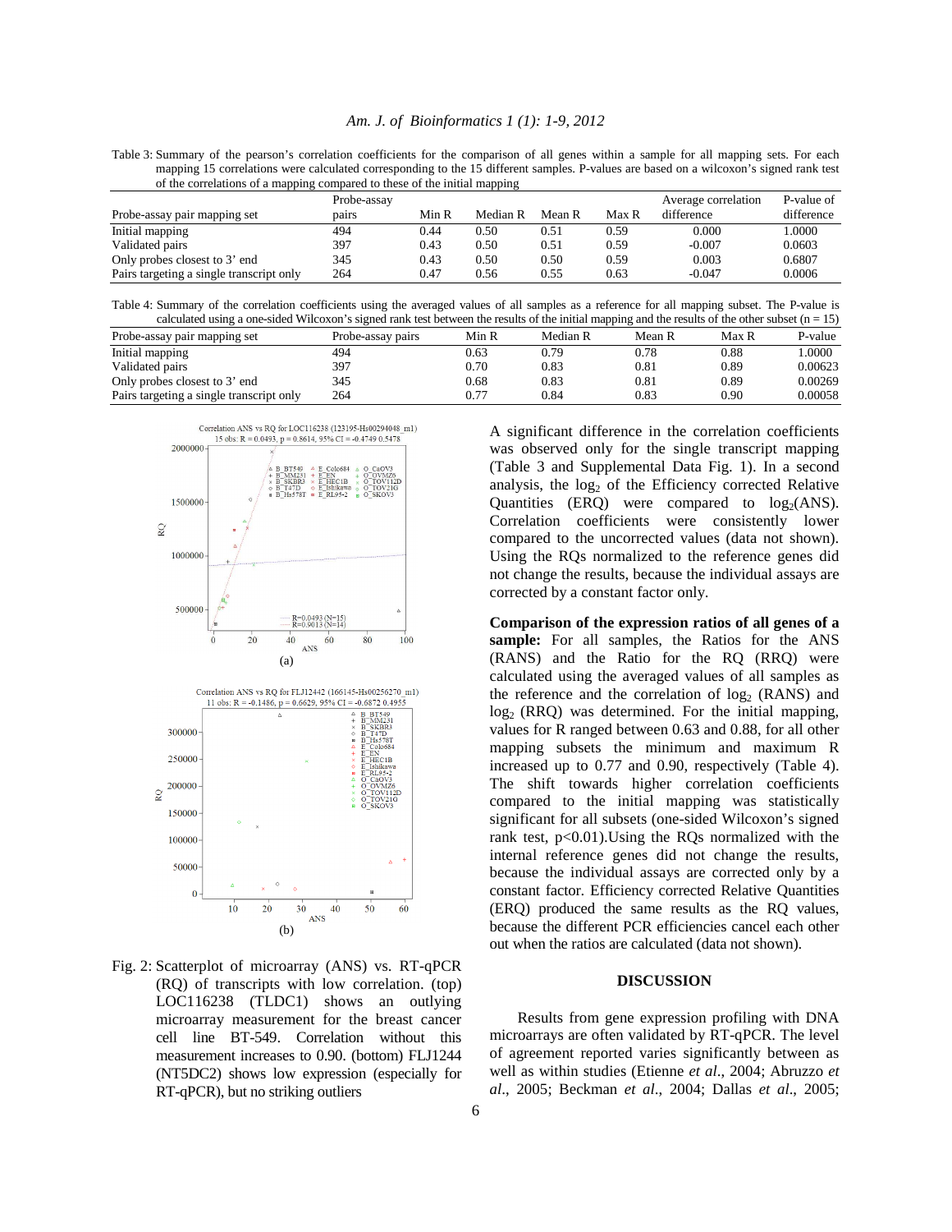Table 3: Summary of the pearson's correlation coefficients for the comparison of all genes within a sample for all mapping sets. For each mapping 15 correlations were calculated corresponding to the 15 different samples. P-values are based on a wilcoxon's signed rank test of the correlations of a mapping compared to these of the initial mapping

| Probe-assay pair mapping set | Probe-assay pairs | Min R | Median R | Mean R | Max R | Average correlation difference | P-value of difference |
|---|---|---|---|---|---|---|---|
| Initial mapping | 494 | 0.44 | 0.50 | 0.51 | 0.59 | 0.000 | 1.0000 |
| Validated pairs | 397 | 0.43 | 0.50 | 0.51 | 0.59 | -0.007 | 0.0603 |
| Only probes closest to 3' end | 345 | 0.43 | 0.50 | 0.50 | 0.59 | 0.003 | 0.6807 |
| Pairs targeting a single transcript only | 264 | 0.47 | 0.56 | 0.55 | 0.63 | -0.047 | 0.0006 |

Table 4: Summary of the correlation coefficients using the averaged values of all samples as a reference for all mapping subset. The P-value is calculated using a one-sided Wilcoxon's signed rank test between the results of the initial mapping and the results of the other subset (n = 15)

| Probe-assay pair mapping set | Probe-assay pairs | Min R | Median R | Mean R | Max R | P-value |
|---|---|---|---|---|---|---|
| Initial mapping | 494 | 0.63 | 0.79 | 0.78 | 0.88 | 1.0000 |
| Validated pairs | 397 | 0.70 | 0.83 | 0.81 | 0.89 | 0.00623 |
| Only probes closest to 3' end | 345 | 0.68 | 0.83 | 0.81 | 0.89 | 0.00269 |
| Pairs targeting a single transcript only | 264 | 0.77 | 0.84 | 0.83 | 0.90 | 0.00058 |

Fig. 2: Scatterplot of microarray (ANS) vs. RT-qPCR (RQ) of transcripts with low correlation. (top) LOC116238 (TLDC1) shows an outlying microarray measurement for the breast cancer cell line BT-549. Correlation without this measurement increases to 0.90. (bottom) FLJ1244 (NT5DC2) shows low expression (especially for RT-qPCR), but no striking outliers

A significant difference in the correlation coefficients was observed only for the single transcript mapping (Table 3 and Supplemental Data Fig. 1). In a second analysis, the $\log_2$ of the Efficiency corrected Relative Quantities (ERQ) were compared to $\log_2$(ANS). Correlation coefficients were consistently lower compared to the uncorrected values (data not shown). Using the RQs normalized to the reference genes did not change the results, because the individual assays are corrected by a constant factor only.

**Comparison of the expression ratios of all genes of a sample:** For all samples, the Ratios for the ANS (RANS) and the Ratio for the RQ (RRQ) were calculated using the averaged values of all samples as the reference and the correlation of $\log_2$ (RANS) and $\log_2$ (RRQ) was determined. For the initial mapping, values for R ranged between 0.63 and 0.88, for all other mapping subsets the minimum and maximum R increased up to 0.77 and 0.90, respectively (Table 4). The shift towards higher correlation coefficients compared to the initial mapping was statistically significant for all subsets (one-sided Wilcoxon's signed rank test, $p<0.01$).Using the RQs normalized with the internal reference genes did not change the results, because the individual assays are corrected only by a constant factor. Efficiency corrected Relative Quantities (ERQ) produced the same results as the RQ values, because the different PCR efficiencies cancel each other out when the ratios are calculated (data not shown).

## DISCUSSION

Results from gene expression profiling with DNA microarrays are often validated by RT-qPCR. The level of agreement reported varies significantly between as well as within studies (Etienne *et al*., 2004; Abruzzo *et al*., 2005; Beckman *et al*., 2004; Dallas *et al*., 2005;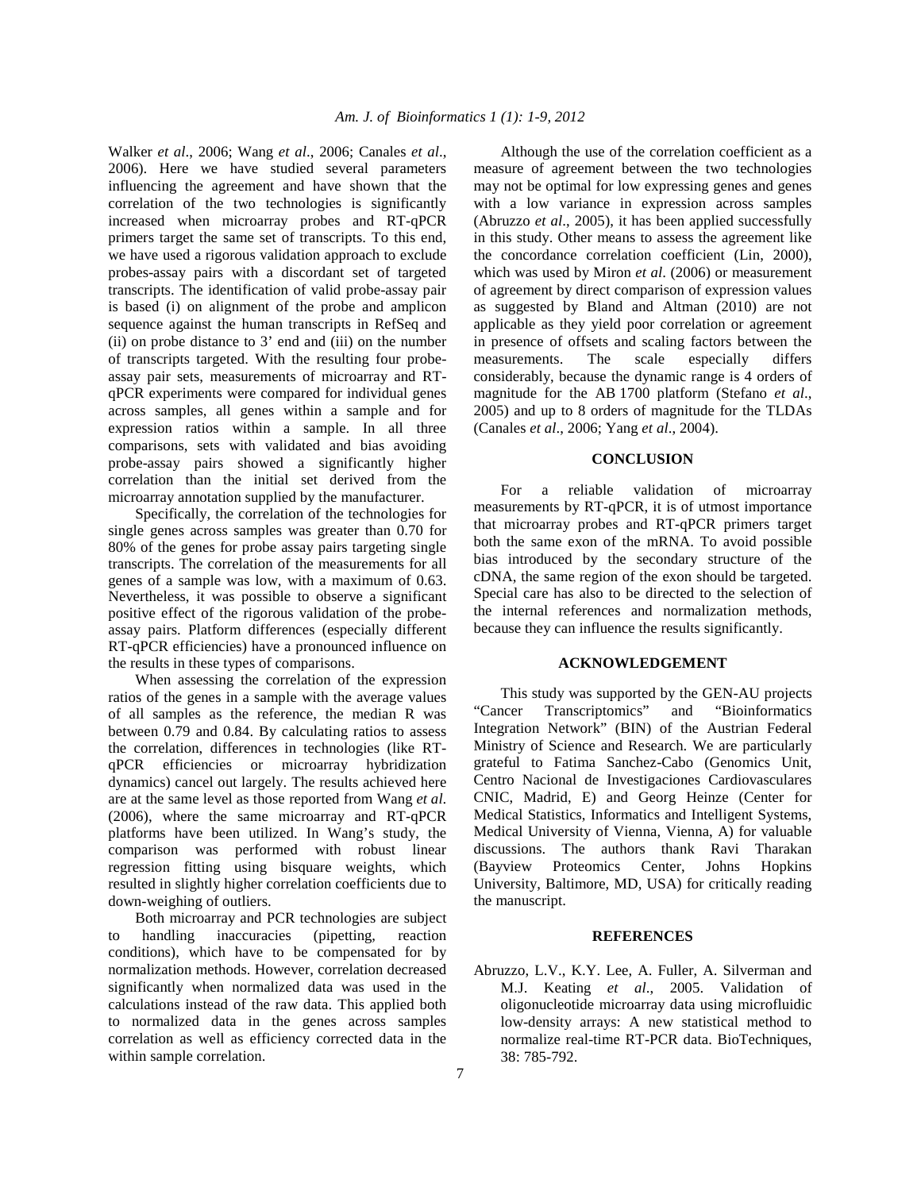Walker *et al*., 2006; Wang *et al*., 2006; Canales *et al*., 2006). Here we have studied several parameters influencing the agreement and have shown that the correlation of the two technologies is significantly increased when microarray probes and RT-qPCR primers target the same set of transcripts. To this end, we have used a rigorous validation approach to exclude probes-assay pairs with a discordant set of targeted transcripts. The identification of valid probe-assay pair is based (i) on alignment of the probe and amplicon sequence against the human transcripts in RefSeq and (ii) on probe distance to 3' end and (iii) on the number of transcripts targeted. With the resulting four probe-assay pair sets, measurements of microarray and RT-qPCR experiments were compared for individual genes across samples, all genes within a sample and for expression ratios within a sample. In all three comparisons, sets with validated and bias avoiding probe-assay pairs showed a significantly higher correlation than the initial set derived from the microarray annotation supplied by the manufacturer.

Specifically, the correlation of the technologies for single genes across samples was greater than 0.70 for 80% of the genes for probe assay pairs targeting single transcripts. The correlation of the measurements for all genes of a sample was low, with a maximum of 0.63. Nevertheless, it was possible to observe a significant positive effect of the rigorous validation of the probe-assay pairs. Platform differences (especially different RT-qPCR efficiencies) have a pronounced influence on the results in these types of comparisons.

When assessing the correlation of the expression ratios of the genes in a sample with the average values of all samples as the reference, the median R was between 0.79 and 0.84. By calculating ratios to assess the correlation, differences in technologies (like RT-qPCR efficiencies or microarray hybridization dynamics) cancel out largely. The results achieved here are at the same level as those reported from Wang *et al*. (2006), where the same microarray and RT-qPCR platforms have been utilized. In Wang's study, the comparison was performed with robust linear regression fitting using bisquare weights, which resulted in slightly higher correlation coefficients due to down-weighing of outliers.

Both microarray and PCR technologies are subject to handling inaccuracies (pipetting, reaction conditions), which have to be compensated for by normalization methods. However, correlation decreased significantly when normalized data was used in the calculations instead of the raw data. This applied both to normalized data in the genes across samples correlation as well as efficiency corrected data in the within sample correlation.

Although the use of the correlation coefficient as a measure of agreement between the two technologies may not be optimal for low expressing genes and genes with a low variance in expression across samples (Abruzzo *et al*., 2005), it has been applied successfully in this study. Other means to assess the agreement like the concordance correlation coefficient (Lin, 2000), which was used by Miron *et al*. (2006) or measurement of agreement by direct comparison of expression values as suggested by Bland and Altman (2010) are not applicable as they yield poor correlation or agreement in presence of offsets and scaling factors between the measurements. The scale especially differs considerably, because the dynamic range is 4 orders of magnitude for the AB 1700 platform (Stefano *et al*., 2005) and up to 8 orders of magnitude for the TLDAs (Canales *et al*., 2006; Yang *et al*., 2004).

## CONCLUSION

For a reliable validation of microarray measurements by RT-qPCR, it is of utmost importance that microarray probes and RT-qPCR primers target both the same exon of the mRNA. To avoid possible bias introduced by the secondary structure of the cDNA, the same region of the exon should be targeted. Special care has also to be directed to the selection of the internal references and normalization methods, because they can influence the results significantly.

## ACKNOWLEDGEMENT

This study was supported by the GEN-AU projects "Cancer Transcriptomics" and "Bioinformatics Integration Network" (BIN) of the Austrian Federal Ministry of Science and Research. We are particularly grateful to Fatima Sanchez-Cabo (Genomics Unit, Centro Nacional de Investigaciones Cardiovasculares CNIC, Madrid, E) and Georg Heinze (Center for Medical Statistics, Informatics and Intelligent Systems, Medical University of Vienna, Vienna, A) for valuable discussions. The authors thank Ravi Tharakan (Bayview Proteomics Center, Johns Hopkins University, Baltimore, MD, USA) for critically reading the manuscript.

## REFERENCES

Abruzzo, L.V., K.Y. Lee, A. Fuller, A. Silverman and M.J. Keating *et al*., 2005. Validation of oligonucleotide microarray data using microfluidic low-density arrays: A new statistical method to normalize real-time RT-PCR data. BioTechniques, 38: 785-792.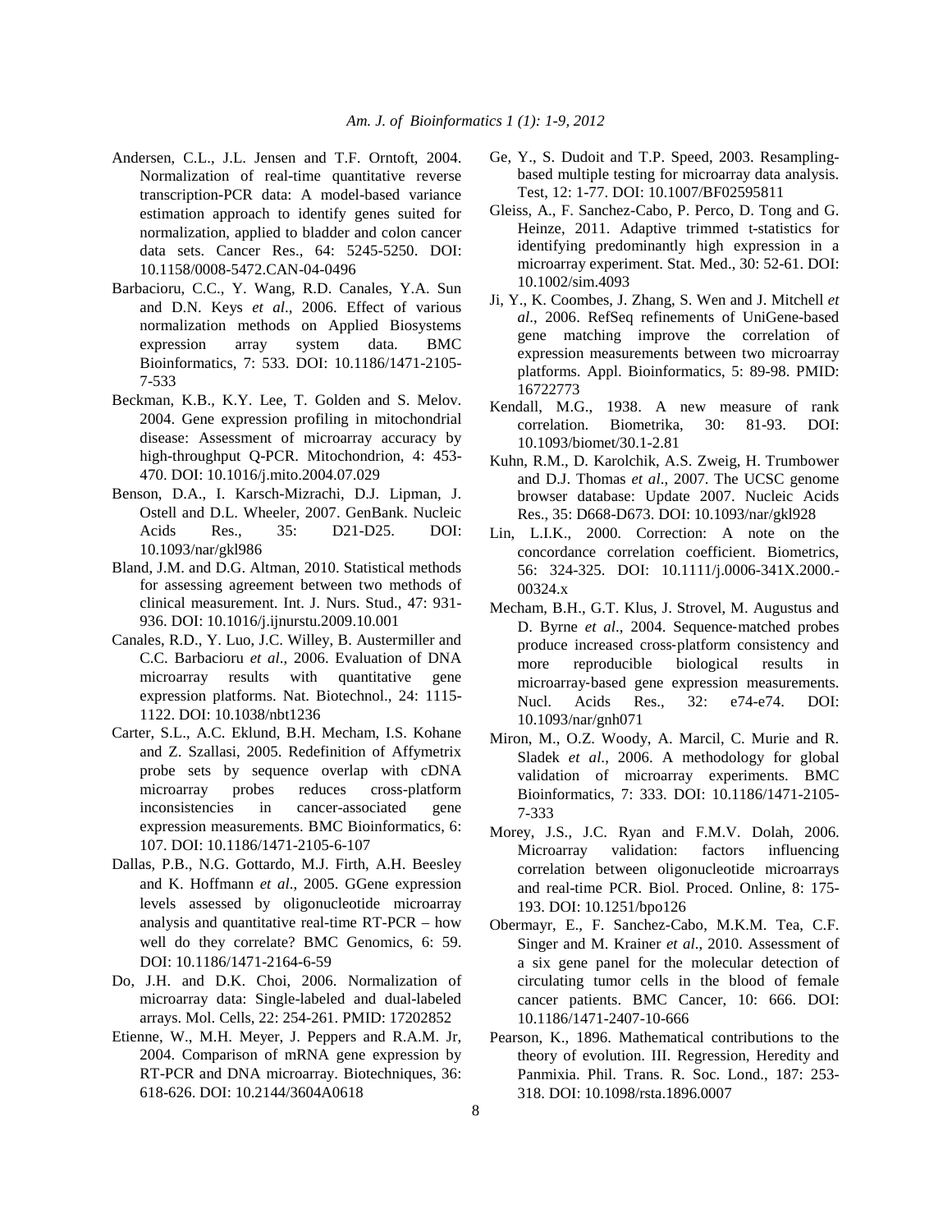Andersen, C.L., J.L. Jensen and T.F. Orntoft, 2004. Normalization of real-time quantitative reverse transcription-PCR data: A model-based variance estimation approach to identify genes suited for normalization, applied to bladder and colon cancer data sets. Cancer Res., 64: 5245-5250. DOI: 10.1158/0008-5472.CAN-04-0496

Barbacioru, C.C., Y. Wang, R.D. Canales, Y.A. Sun and D.N. Keys *et al*., 2006. Effect of various normalization methods on Applied Biosystems expression array system data. BMC Bioinformatics, 7: 533. DOI: 10.1186/1471-2105-7-533

Beckman, K.B., K.Y. Lee, T. Golden and S. Melov. 2004. Gene expression profiling in mitochondrial disease: Assessment of microarray accuracy by high-throughput Q-PCR. Mitochondrion, 4: 453-470. DOI: 10.1016/j.mito.2004.07.029

Benson, D.A., I. Karsch-Mizrachi, D.J. Lipman, J. Ostell and D.L. Wheeler, 2007. GenBank. Nucleic Acids Res., 35: D21-D25. DOI: 10.1093/nar/gkl986

Bland, J.M. and D.G. Altman, 2010. Statistical methods for assessing agreement between two methods of clinical measurement. Int. J. Nurs. Stud., 47: 931-936. DOI: 10.1016/j.ijnurstu.2009.10.001

Canales, R.D., Y. Luo, J.C. Willey, B. Austermiller and C.C. Barbacioru *et al*., 2006. Evaluation of DNA microarray results with quantitative gene expression platforms. Nat. Biotechnol., 24: 1115-1122. DOI: 10.1038/nbt1236

Carter, S.L., A.C. Eklund, B.H. Mecham, I.S. Kohane and Z. Szallasi, 2005. Redefinition of Affymetrix probe sets by sequence overlap with cDNA microarray probes reduces cross-platform inconsistencies in cancer-associated gene expression measurements. BMC Bioinformatics, 6: 107. DOI: 10.1186/1471-2105-6-107

Dallas, P.B., N.G. Gottardo, M.J. Firth, A.H. Beesley and K. Hoffmann *et al*., 2005. GGene expression levels assessed by oligonucleotide microarray analysis and quantitative real-time RT-PCR – how well do they correlate? BMC Genomics, 6: 59. DOI: 10.1186/1471-2164-6-59

Do, J.H. and D.K. Choi, 2006. Normalization of microarray data: Single-labeled and dual-labeled arrays. Mol. Cells, 22: 254-261. PMID: 17202852

Etienne, W., M.H. Meyer, J. Peppers and R.A.M. Jr, 2004. Comparison of mRNA gene expression by RT-PCR and DNA microarray. Biotechniques, 36: 618-626. DOI: 10.2144/3604A0618

Ge, Y., S. Dudoit and T.P. Speed, 2003. Resampling-based multiple testing for microarray data analysis. Test, 12: 1-77. DOI: 10.1007/BF02595811

Gleiss, A., F. Sanchez-Cabo, P. Perco, D. Tong and G. Heinze, 2011. Adaptive trimmed t-statistics for identifying predominantly high expression in a microarray experiment. Stat. Med., 30: 52-61. DOI: 10.1002/sim.4093

Ji, Y., K. Coombes, J. Zhang, S. Wen and J. Mitchell *et al*., 2006. RefSeq refinements of UniGene-based gene matching improve the correlation of expression measurements between two microarray platforms. Appl. Bioinformatics, 5: 89-98. PMID: 16722773

Kendall, M.G., 1938. A new measure of rank correlation. Biometrika, 30: 81-93. DOI: 10.1093/biomet/30.1-2.81

Kuhn, R.M., D. Karolchik, A.S. Zweig, H. Trumbower and D.J. Thomas *et al*., 2007. The UCSC genome browser database: Update 2007. Nucleic Acids Res., 35: D668-D673. DOI: 10.1093/nar/gkl928

Lin, L.I.K., 2000. Correction: A note on the concordance correlation coefficient. Biometrics, 56: 324-325. DOI: 10.1111/j.0006-341X.2000.-00324.x

Mecham, B.H., G.T. Klus, J. Strovel, M. Augustus and D. Byrne *et al*., 2004. Sequence-matched probes produce increased cross-platform consistency and more reproducible biological results in microarray-based gene expression measurements. Nucl. Acids Res., 32: e74-e74. DOI: 10.1093/nar/gnh071

Miron, M., O.Z. Woody, A. Marcil, C. Murie and R. Sladek *et al*., 2006. A methodology for global validation of microarray experiments. BMC Bioinformatics, 7: 333. DOI: 10.1186/1471-2105-7-333

Morey, J.S., J.C. Ryan and F.M.V. Dolah, 2006. Microarray validation: factors influencing correlation between oligonucleotide microarrays and real-time PCR. Biol. Proced. Online, 8: 175-193. DOI: 10.1251/bpo126

Obermayr, E., F. Sanchez-Cabo, M.K.M. Tea, C.F. Singer and M. Krainer *et al*., 2010. Assessment of a six gene panel for the molecular detection of circulating tumor cells in the blood of female cancer patients. BMC Cancer, 10: 666. DOI: 10.1186/1471-2407-10-666

Pearson, K., 1896. Mathematical contributions to the theory of evolution. III. Regression, Heredity and Panmixia. Phil. Trans. R. Soc. Lond., 187: 253-318. DOI: 10.1098/rsta.1896.0007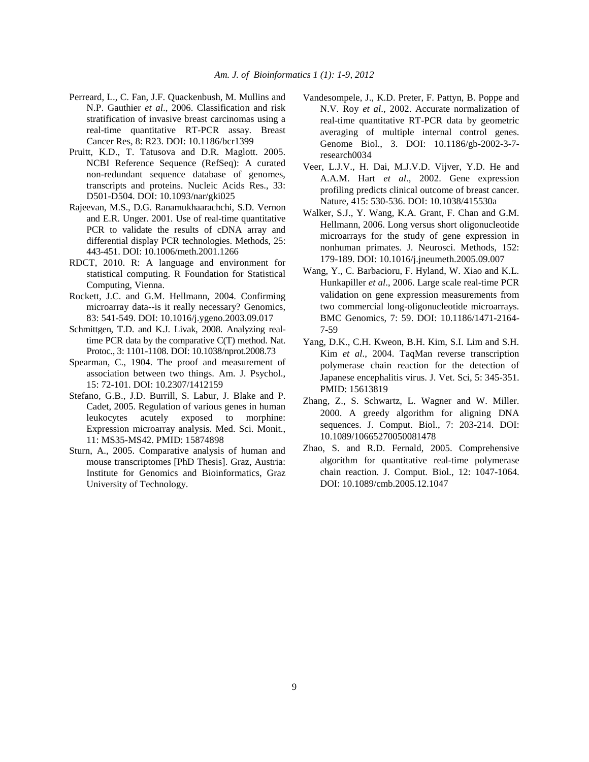Perreard, L., C. Fan, J.F. Quackenbush, M. Mullins and N.P. Gauthier *et al*., 2006. Classification and risk stratification of invasive breast carcinomas using a real-time quantitative RT-PCR assay. Breast Cancer Res, 8: R23. DOI: 10.1186/bcr1399

Pruitt, K.D., T. Tatusova and D.R. Maglott. 2005. NCBI Reference Sequence (RefSeq): A curated non-redundant sequence database of genomes, transcripts and proteins. Nucleic Acids Res., 33: D501-D504. DOI: 10.1093/nar/gki025

Rajeevan, M.S., D.G. Ranamukhaarachchi, S.D. Vernon and E.R. Unger. 2001. Use of real-time quantitative PCR to validate the results of cDNA array and differential display PCR technologies. Methods, 25: 443-451. DOI: 10.1006/meth.2001.1266

RDCT, 2010. R: A language and environment for statistical computing. R Foundation for Statistical Computing, Vienna.

Rockett, J.C. and G.M. Hellmann, 2004. Confirming microarray data--is it really necessary? Genomics, 83: 541-549. DOI: 10.1016/j.ygeno.2003.09.017

Schmittgen, T.D. and K.J. Livak, 2008. Analyzing real-time PCR data by the comparative C(T) method. Nat. Protoc., 3: 1101-1108. DOI: 10.1038/nprot.2008.73

Spearman, C., 1904. The proof and measurement of association between two things. Am. J. Psychol., 15: 72-101. DOI: 10.2307/1412159

Stefano, G.B., J.D. Burrill, S. Labur, J. Blake and P. Cadet, 2005. Regulation of various genes in human leukocytes acutely exposed to morphine: Expression microarray analysis. Med. Sci. Monit., 11: MS35-MS42. PMID: 15874898

Sturn, A., 2005. Comparative analysis of human and mouse transcriptomes [PhD Thesis]. Graz, Austria: Institute for Genomics and Bioinformatics, Graz University of Technology.

Vandesompele, J., K.D. Preter, F. Pattyn, B. Poppe and N.V. Roy *et al*., 2002. Accurate normalization of real-time quantitative RT-PCR data by geometric averaging of multiple internal control genes. Genome Biol., 3. DOI: 10.1186/gb-2002-3-7-research0034

Veer, L.J.V., H. Dai, M.J.V.D. Vijver, Y.D. He and A.A.M. Hart *et al*., 2002. Gene expression profiling predicts clinical outcome of breast cancer. Nature, 415: 530-536. DOI: 10.1038/415530a

Walker, S.J., Y. Wang, K.A. Grant, F. Chan and G.M. Hellmann, 2006. Long versus short oligonucleotide microarrays for the study of gene expression in nonhuman primates. J. Neurosci. Methods, 152: 179-189. DOI: 10.1016/j.jneumeth.2005.09.007

Wang, Y., C. Barbacioru, F. Hyland, W. Xiao and K.L. Hunkapiller *et al*., 2006. Large scale real-time PCR validation on gene expression measurements from two commercial long-oligonucleotide microarrays. BMC Genomics, 7: 59. DOI: 10.1186/1471-2164-7-59

Yang, D.K., C.H. Kweon, B.H. Kim, S.I. Lim and S.H. Kim *et al*., 2004. TaqMan reverse transcription polymerase chain reaction for the detection of Japanese encephalitis virus. J. Vet. Sci, 5: 345-351. PMID: 15613819

Zhang, Z., S. Schwartz, L. Wagner and W. Miller. 2000. A greedy algorithm for aligning DNA sequences. J. Comput. Biol., 7: 203-214. DOI: 10.1089/10665270050081478

Zhao, S. and R.D. Fernald, 2005. Comprehensive algorithm for quantitative real-time polymerase chain reaction. J. Comput. Biol., 12: 1047-1064. DOI: 10.1089/cmb.2005.12.1047